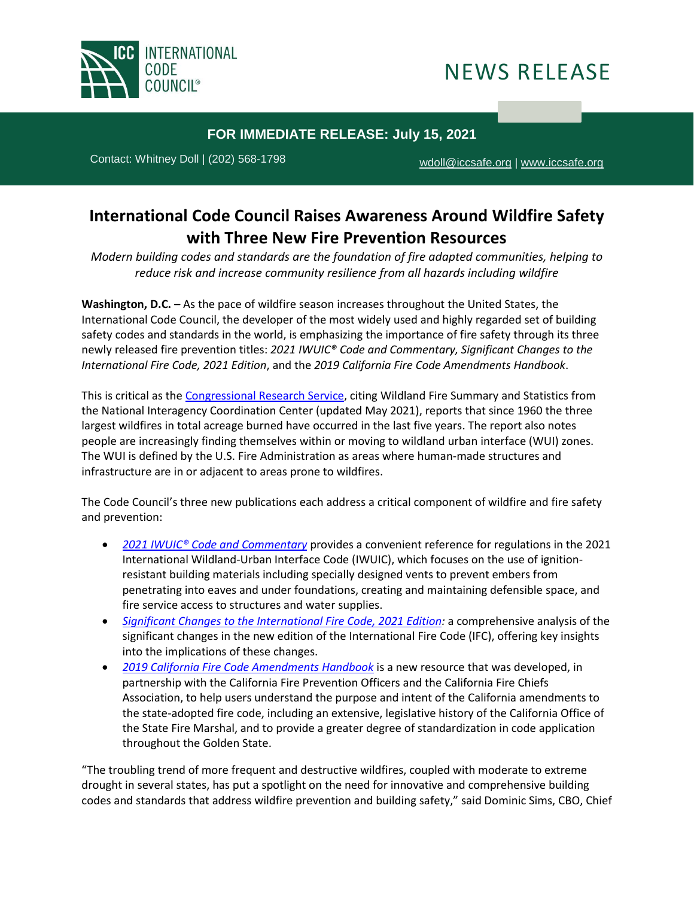INTERNATIONAL CODE COUNCIL®

# NEWS RELEASE

**FOR IMMEDIATE RELEASE: July 15, 2021**

Contact: Whitney Doll | (202) 568-1798 wdoll@iccsafe.org | www.iccsafe.org

## International Code Council Raises Awareness Around Wildfire Safety with Three New Fire Prevention Resources

*Modern building codes and standards are the foundation of fire adapted communities, helping to reduce risk and increase community resilience from all hazards including wildfire*

**Washington, D.C. –** As the pace of wildfire season increases throughout the United States, the International Code Council, the developer of the most widely used and highly regarded set of building safety codes and standards in the world, is emphasizing the importance of fire safety through its three newly released fire prevention titles: *2021 IWUIC® Code and Commentary, Significant Changes to the International Fire Code, 2021 Edition*, and the *2019 California Fire Code Amendments Handbook*.

This is critical as the Congressional Research Service, citing Wildland Fire Summary and Statistics from the National Interagency Coordination Center (updated May 2021), reports that since 1960 the three largest wildfires in total acreage burned have occurred in the last five years. The report also notes people are increasingly finding themselves within or moving to wildland urban interface (WUI) zones. The WUI is defined by the U.S. Fire Administration as areas where human-made structures and infrastructure are in or adjacent to areas prone to wildfires.

The Code Council's three new publications each address a critical component of wildfire and fire safety and prevention:

- *2021 IWUIC® Code and Commentary* provides a convenient reference for regulations in the 2021 International Wildland-Urban Interface Code (IWUIC), which focuses on the use of ignition-resistant building materials including specially designed vents to prevent embers from penetrating into eaves and under foundations, creating and maintaining defensible space, and fire service access to structures and water supplies.
- *Significant Changes to the International Fire Code, 2021 Edition:* a comprehensive analysis of the significant changes in the new edition of the International Fire Code (IFC), offering key insights into the implications of these changes.
- *2019 California Fire Code Amendments Handbook* is a new resource that was developed, in partnership with the California Fire Prevention Officers and the California Fire Chiefs Association, to help users understand the purpose and intent of the California amendments to the state-adopted fire code, including an extensive, legislative history of the California Office of the State Fire Marshal, and to provide a greater degree of standardization in code application throughout the Golden State.

"The troubling trend of more frequent and destructive wildfires, coupled with moderate to extreme drought in several states, has put a spotlight on the need for innovative and comprehensive building codes and standards that address wildfire prevention and building safety," said Dominic Sims, CBO, Chief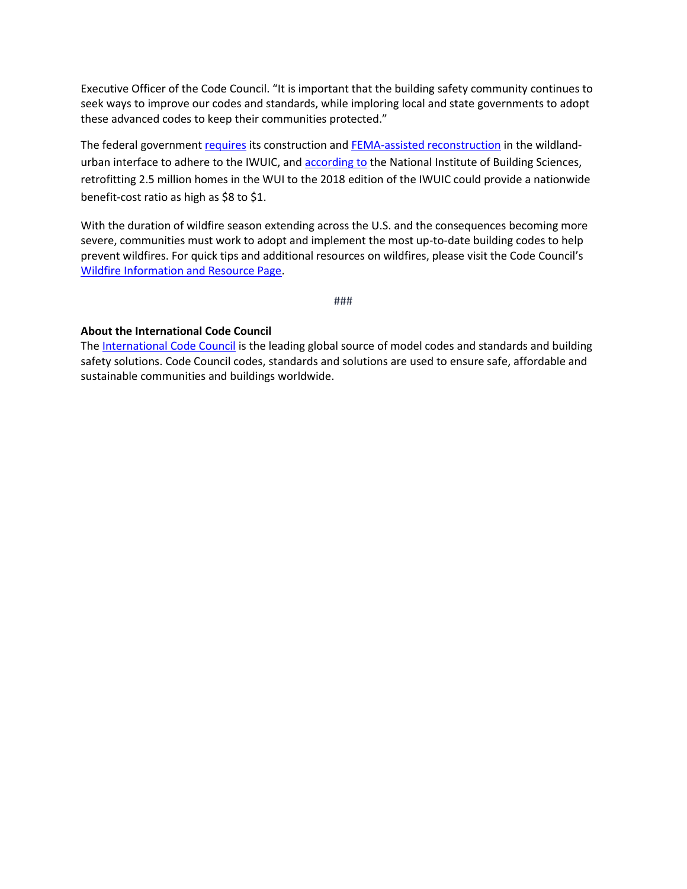Executive Officer of the Code Council. "It is important that the building safety community continues to seek ways to improve our codes and standards, while imploring local and state governments to adopt these advanced codes to keep their communities protected."

The federal government requires its construction and FEMA-assisted reconstruction in the wildland-urban interface to adhere to the IWUIC, and according to the National Institute of Building Sciences, retrofitting 2.5 million homes in the WUI to the 2018 edition of the IWUIC could provide a nationwide benefit-cost ratio as high as $8 to $1.

With the duration of wildfire season extending across the U.S. and the consequences becoming more severe, communities must work to adopt and implement the most up-to-date building codes to help prevent wildfires. For quick tips and additional resources on wildfires, please visit the Code Council's Wildfire Information and Resource Page.

###

**About the International Code Council**

The International Code Council is the leading global source of model codes and standards and building safety solutions. Code Council codes, standards and solutions are used to ensure safe, affordable and sustainable communities and buildings worldwide.